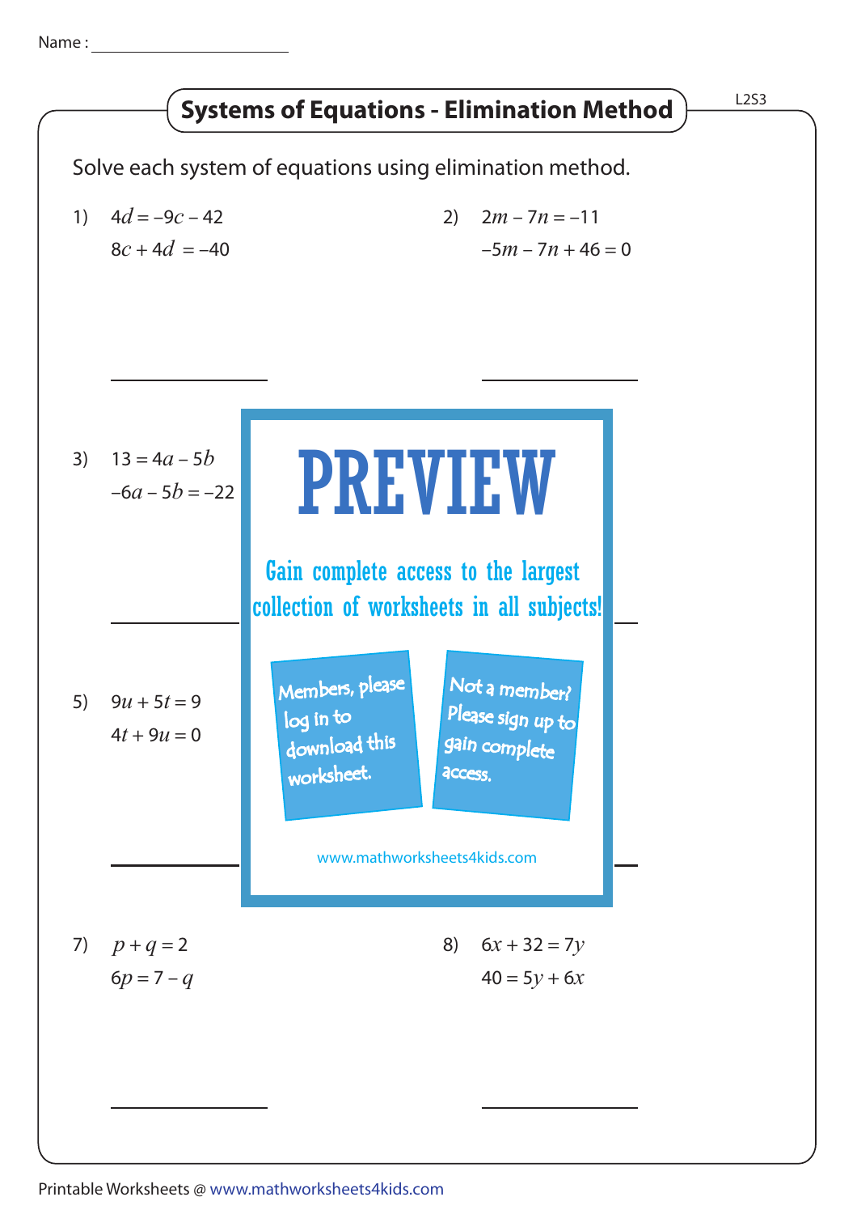Name : ____________________

## Systems of Equations - Elimination Method

Solve each system of equations using elimination method.

1) $4d = -9c - 42$
   $8c + 4d = -40$

   ______________

2) $2m - 7n = -11$
   $-5m - 7n + 46 = 0$

   ______________

3) $13 = 4a - 5b$
   $-6a - 5b = -22$

   ______________

5) $9u + 5t = 9$
   $4t + 9u = 0$

   ______________

**PREVIEW**

Gain complete access to the largest collection of worksheets in all subjects!

Members, please log in to download this worksheet.

Not a member? Please sign up to gain complete access.

www.mathworksheets4kids.com

7) $p + q = 2$
   $6p = 7 - q$

   ______________

8) $6x + 32 = 7y$
   $40 = 5y + 6x$

   ______________

Printable Worksheets @ www.mathworksheets4kids.com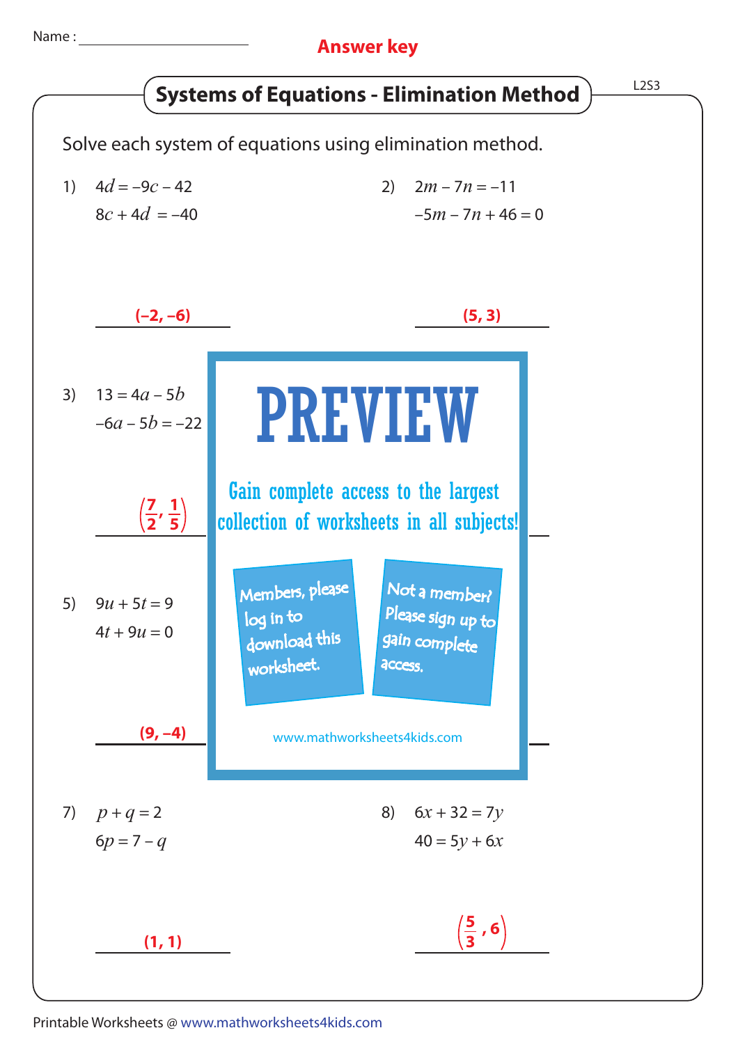Name : ____________________

**Answer key**

# Systems of Equations - Elimination Method

Solve each system of equations using elimination method.

1) $4d = -9c - 42$

$8c + 4d = -40$

**(−2, −6)**

2) $2m - 7n = -11$

$-5m - 7n + 46 = 0$

**(5, 3)**

3) $13 = 4a - 5b$

$-6a - 5b = -22$

$\left(\frac{7}{2}, \frac{1}{5}\right)$

PREVIEW

Gain complete access to the largest collection of worksheets in all subjects!

Members, please log in to download this worksheet.

Not a member? Please sign up to gain complete access.

www.mathworksheets4kids.com

5) $9u + 5t = 9$

$4t + 9u = 0$

**(9, −4)**

7) $p + q = 2$

$6p = 7 - q$

**(1, 1)**

8) $6x + 32 = 7y$

$40 = 5y + 6x$

$\left(\frac{5}{3}, 6\right)$

Printable Worksheets @ www.mathworksheets4kids.com